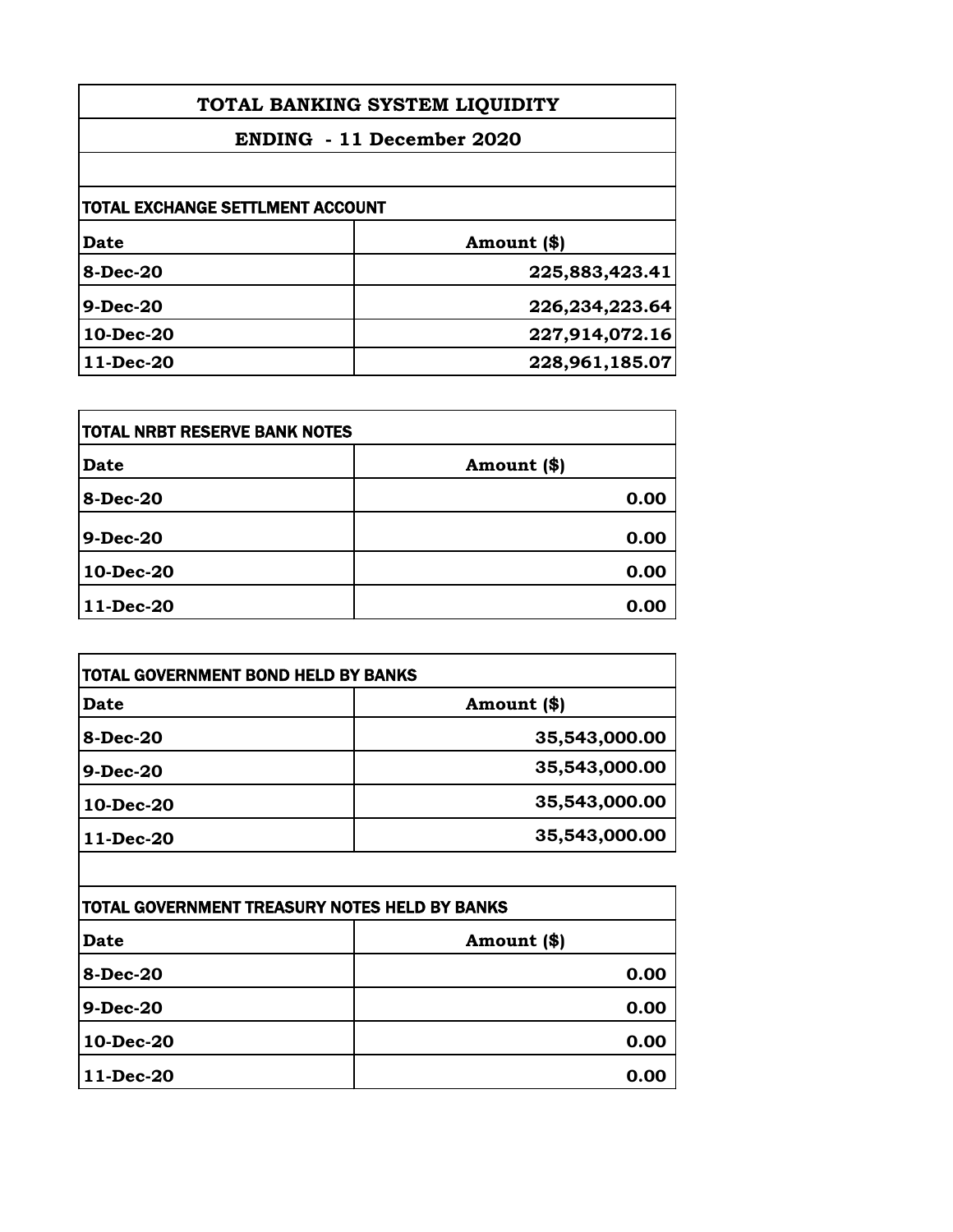# TOTAL BANKING SYSTEM LIQUIDITY

## ENDING - 11 December 2020

### TOTAL EXCHANGE SETTLMENT ACCOUNT

| Date | Amount ($) |
|---|---|
| 8-Dec-20 | 225,883,423.41 |
| 9-Dec-20 | 226,234,223.64 |
| 10-Dec-20 | 227,914,072.16 |
| 11-Dec-20 | 228,961,185.07 |

### TOTAL NRBT RESERVE BANK NOTES

| Date | Amount ($) |
|---|---|
| 8-Dec-20 | 0.00 |
| 9-Dec-20 | 0.00 |
| 10-Dec-20 | 0.00 |
| 11-Dec-20 | 0.00 |

### TOTAL GOVERNMENT BOND HELD BY BANKS

| Date | Amount ($) |
|---|---|
| 8-Dec-20 | 35,543,000.00 |
| 9-Dec-20 | 35,543,000.00 |
| 10-Dec-20 | 35,543,000.00 |
| 11-Dec-20 | 35,543,000.00 |

### TOTAL GOVERNMENT TREASURY NOTES HELD BY BANKS

| Date | Amount ($) |
|---|---|
| 8-Dec-20 | 0.00 |
| 9-Dec-20 | 0.00 |
| 10-Dec-20 | 0.00 |
| 11-Dec-20 | 0.00 |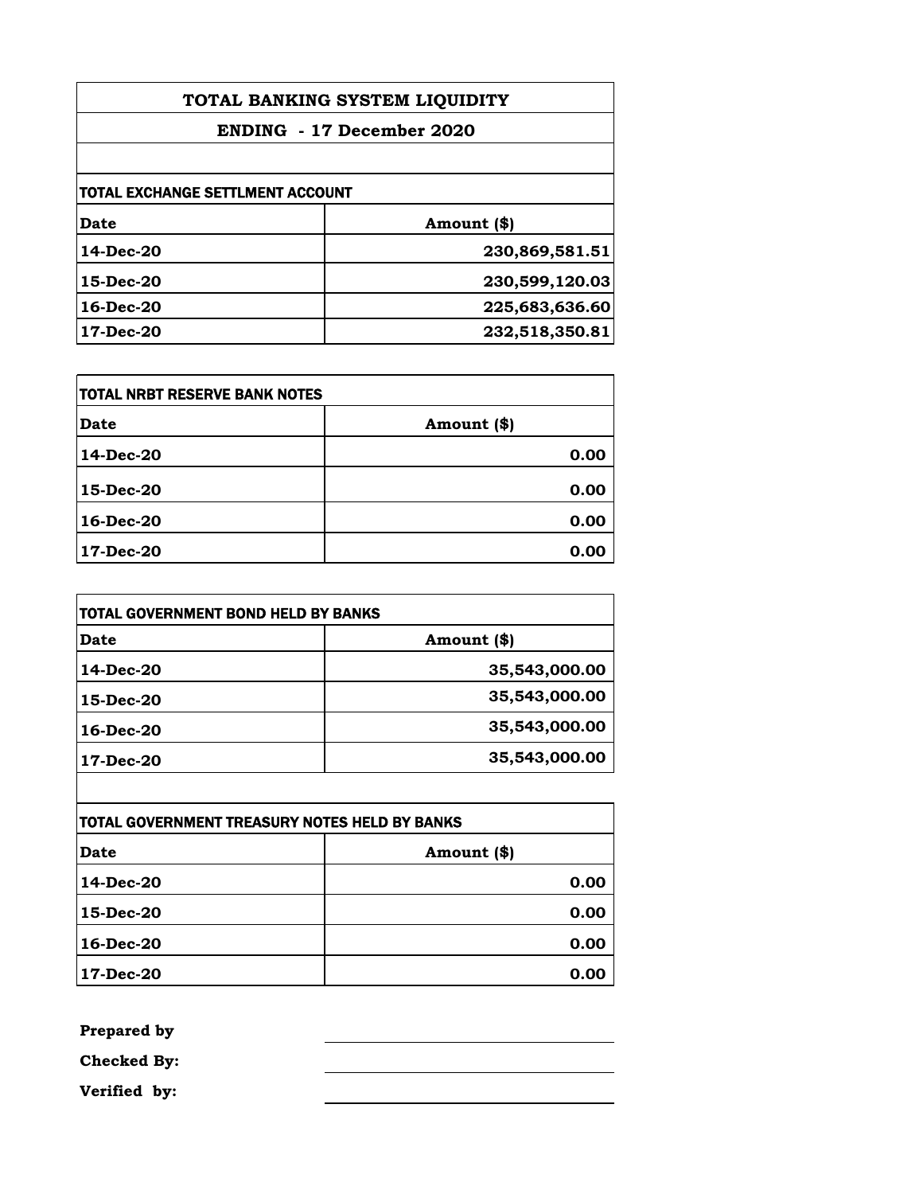# TOTAL BANKING SYSTEM LIQUIDITY

## ENDING - 17 December 2020

### TOTAL EXCHANGE SETTLMENT ACCOUNT

| Date | Amount ($) |
|---|---:|
| 14-Dec-20 | 230,869,581.51 |
| 15-Dec-20 | 230,599,120.03 |
| 16-Dec-20 | 225,683,636.60 |
| 17-Dec-20 | 232,518,350.81 |

### TOTAL NRBT RESERVE BANK NOTES

| Date | Amount ($) |
|---|---:|
| 14-Dec-20 | 0.00 |
| 15-Dec-20 | 0.00 |
| 16-Dec-20 | 0.00 |
| 17-Dec-20 | 0.00 |

### TOTAL GOVERNMENT BOND HELD BY BANKS

| Date | Amount ($) |
|---|---:|
| 14-Dec-20 | 35,543,000.00 |
| 15-Dec-20 | 35,543,000.00 |
| 16-Dec-20 | 35,543,000.00 |
| 17-Dec-20 | 35,543,000.00 |

### TOTAL GOVERNMENT TREASURY NOTES HELD BY BANKS

| Date | Amount ($) |
|---|---:|
| 14-Dec-20 | 0.00 |
| 15-Dec-20 | 0.00 |
| 16-Dec-20 | 0.00 |
| 17-Dec-20 | 0.00 |

**Prepared by** ____________________

**Checked By:** ____________________

**Verified by:** ____________________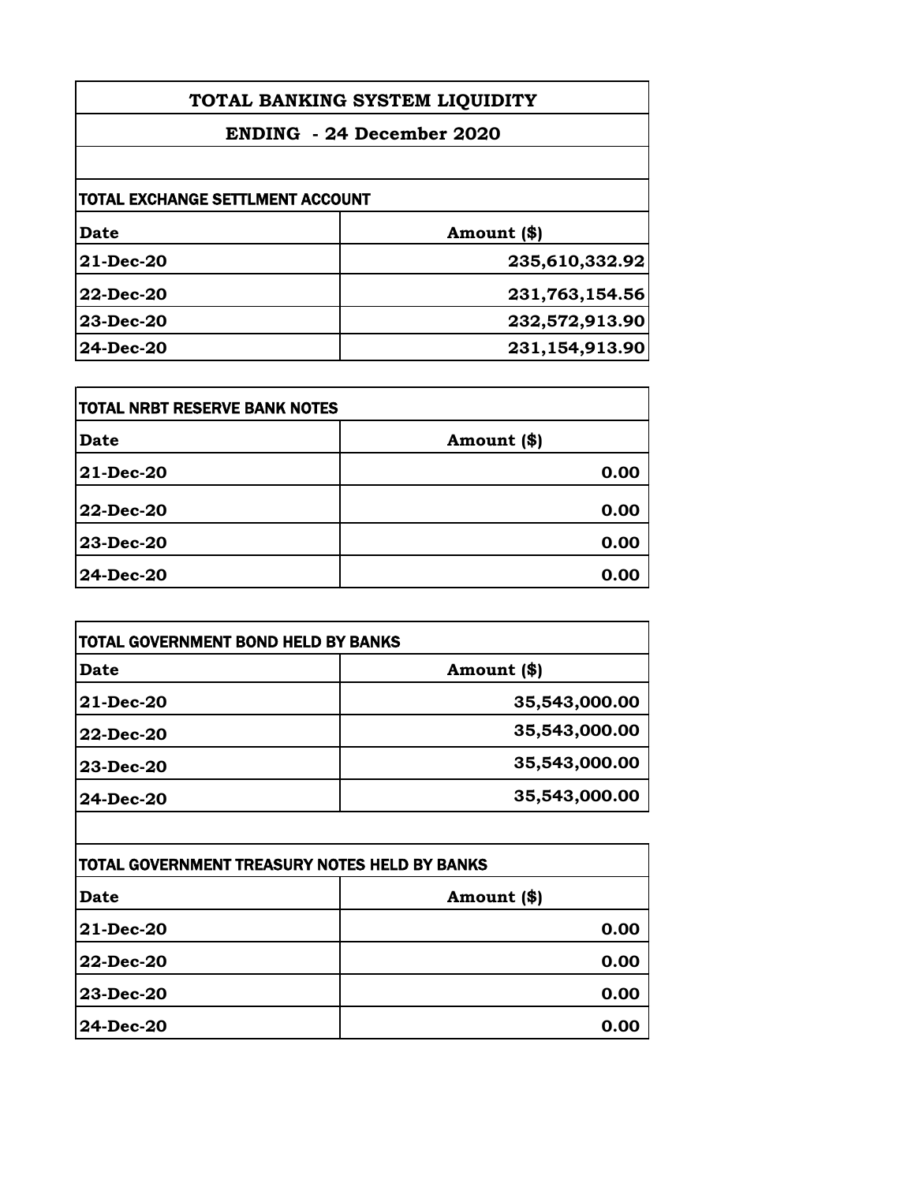# TOTAL BANKING SYSTEM LIQUIDITY

## ENDING - 24 December 2020

### TOTAL EXCHANGE SETTLMENT ACCOUNT

| Date | Amount ($) |
|---|---|
| 21-Dec-20 | 235,610,332.92 |
| 22-Dec-20 | 231,763,154.56 |
| 23-Dec-20 | 232,572,913.90 |
| 24-Dec-20 | 231,154,913.90 |

### TOTAL NRBT RESERVE BANK NOTES

| Date | Amount ($) |
|---|---|
| 21-Dec-20 | 0.00 |
| 22-Dec-20 | 0.00 |
| 23-Dec-20 | 0.00 |
| 24-Dec-20 | 0.00 |

### TOTAL GOVERNMENT BOND HELD BY BANKS

| Date | Amount ($) |
|---|---|
| 21-Dec-20 | 35,543,000.00 |
| 22-Dec-20 | 35,543,000.00 |
| 23-Dec-20 | 35,543,000.00 |
| 24-Dec-20 | 35,543,000.00 |

### TOTAL GOVERNMENT TREASURY NOTES HELD BY BANKS

| Date | Amount ($) |
|---|---|
| 21-Dec-20 | 0.00 |
| 22-Dec-20 | 0.00 |
| 23-Dec-20 | 0.00 |
| 24-Dec-20 | 0.00 |